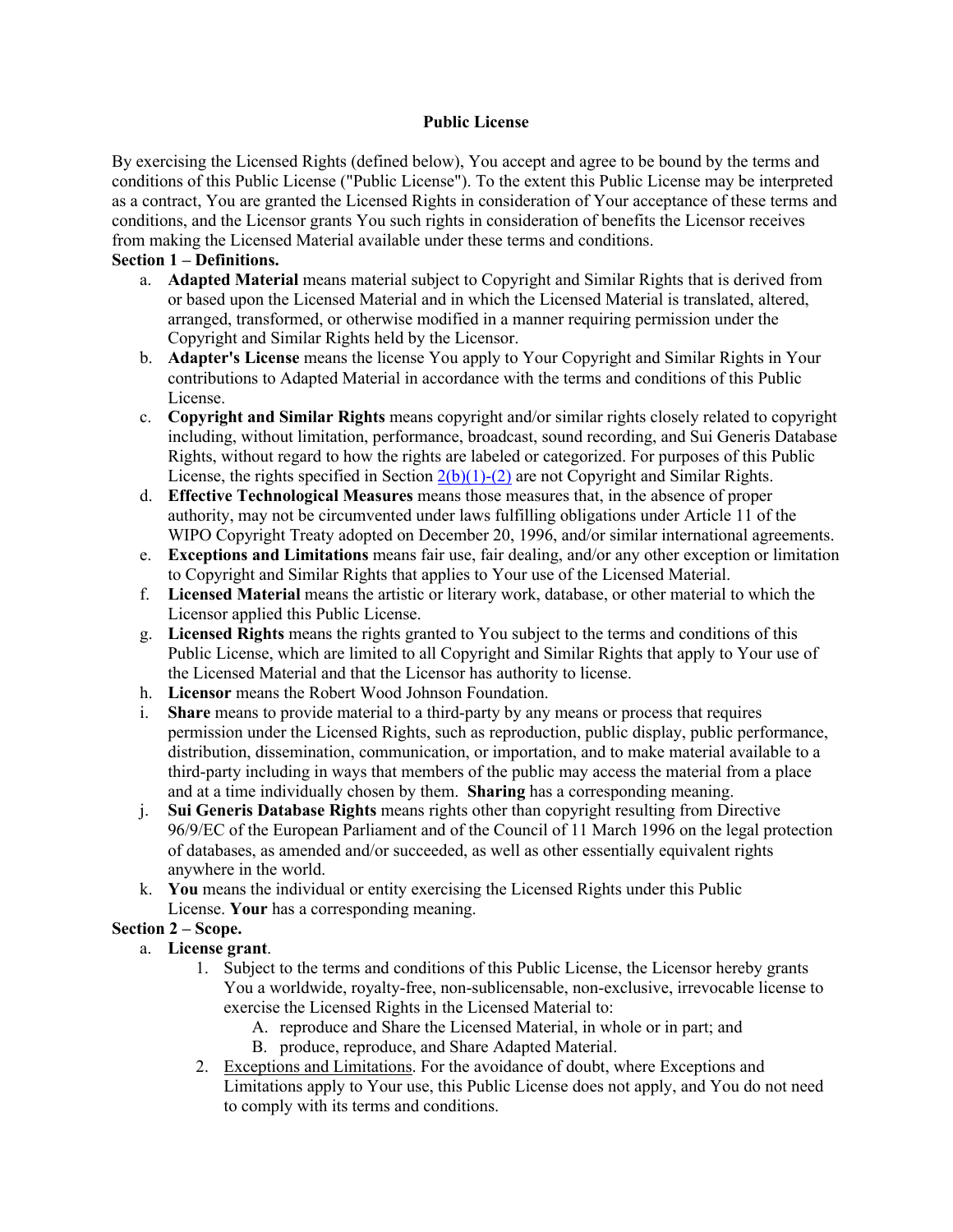# Public License

By exercising the Licensed Rights (defined below), You accept and agree to be bound by the terms and conditions of this Public License ("Public License"). To the extent this Public License may be interpreted as a contract, You are granted the Licensed Rights in consideration of Your acceptance of these terms and conditions, and the Licensor grants You such rights in consideration of benefits the Licensor receives from making the Licensed Material available under these terms and conditions.

**Section 1 – Definitions.**

a. **Adapted Material** means material subject to Copyright and Similar Rights that is derived from or based upon the Licensed Material and in which the Licensed Material is translated, altered, arranged, transformed, or otherwise modified in a manner requiring permission under the Copyright and Similar Rights held by the Licensor.

b. **Adapter's License** means the license You apply to Your Copyright and Similar Rights in Your contributions to Adapted Material in accordance with the terms and conditions of this Public License.

c. **Copyright and Similar Rights** means copyright and/or similar rights closely related to copyright including, without limitation, performance, broadcast, sound recording, and Sui Generis Database Rights, without regard to how the rights are labeled or categorized. For purposes of this Public License, the rights specified in Section 2(b)(1)-(2) are not Copyright and Similar Rights.

d. **Effective Technological Measures** means those measures that, in the absence of proper authority, may not be circumvented under laws fulfilling obligations under Article 11 of the WIPO Copyright Treaty adopted on December 20, 1996, and/or similar international agreements.

e. **Exceptions and Limitations** means fair use, fair dealing, and/or any other exception or limitation to Copyright and Similar Rights that applies to Your use of the Licensed Material.

f. **Licensed Material** means the artistic or literary work, database, or other material to which the Licensor applied this Public License.

g. **Licensed Rights** means the rights granted to You subject to the terms and conditions of this Public License, which are limited to all Copyright and Similar Rights that apply to Your use of the Licensed Material and that the Licensor has authority to license.

h. **Licensor** means the Robert Wood Johnson Foundation.

i. **Share** means to provide material to a third-party by any means or process that requires permission under the Licensed Rights, such as reproduction, public display, public performance, distribution, dissemination, communication, or importation, and to make material available to a third-party including in ways that members of the public may access the material from a place and at a time individually chosen by them. **Sharing** has a corresponding meaning.

j. **Sui Generis Database Rights** means rights other than copyright resulting from Directive 96/9/EC of the European Parliament and of the Council of 11 March 1996 on the legal protection of databases, as amended and/or succeeded, as well as other essentially equivalent rights anywhere in the world.

k. **You** means the individual or entity exercising the Licensed Rights under this Public License. **Your** has a corresponding meaning.

**Section 2 – Scope.**

a. **License grant**.

1. Subject to the terms and conditions of this Public License, the Licensor hereby grants You a worldwide, royalty-free, non-sublicensable, non-exclusive, irrevocable license to exercise the Licensed Rights in the Licensed Material to:

   A. reproduce and Share the Licensed Material, in whole or in part; and

   B. produce, reproduce, and Share Adapted Material.

2. Exceptions and Limitations. For the avoidance of doubt, where Exceptions and Limitations apply to Your use, this Public License does not apply, and You do not need to comply with its terms and conditions.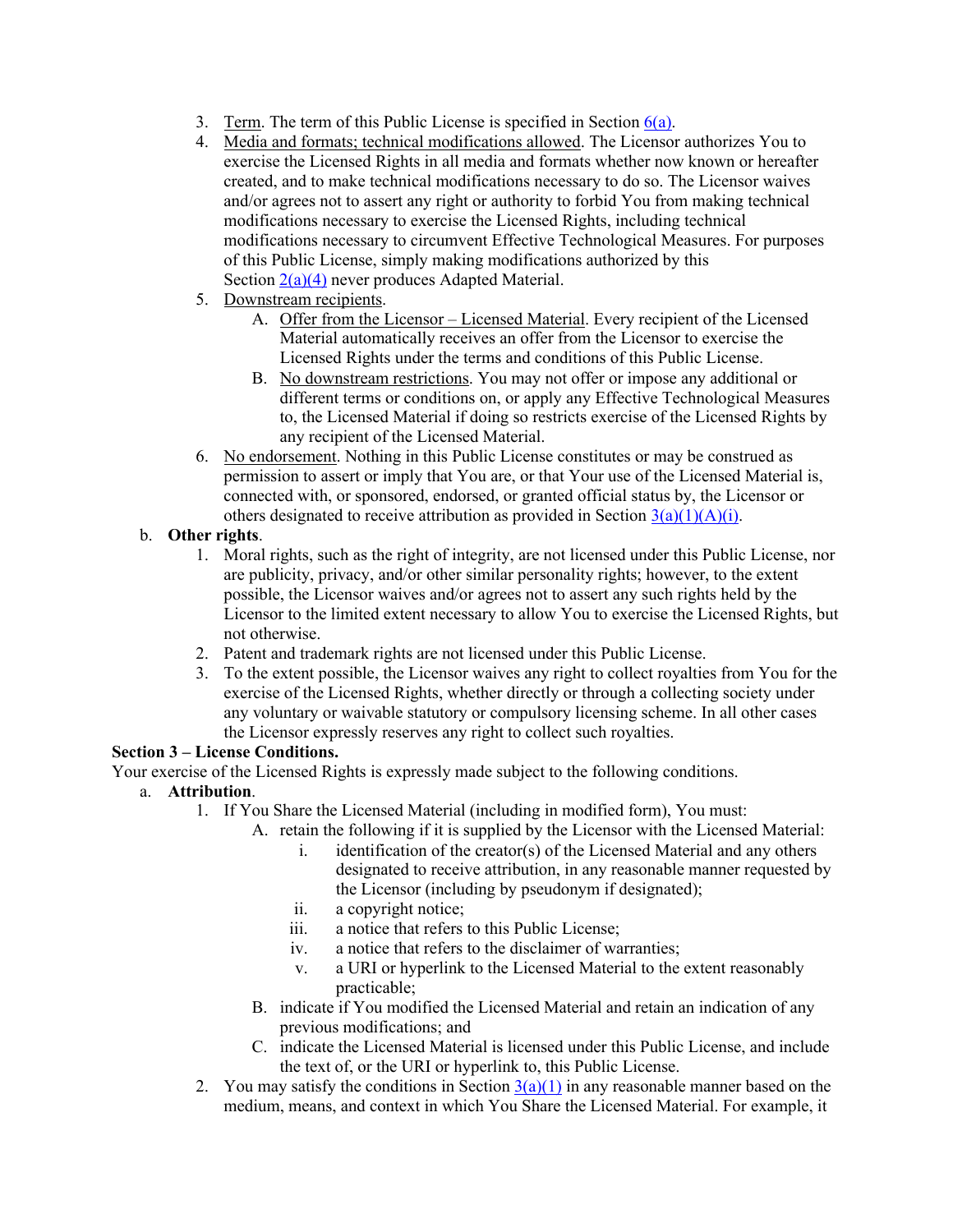3. Term. The term of this Public License is specified in Section 6(a).
4. Media and formats; technical modifications allowed. The Licensor authorizes You to exercise the Licensed Rights in all media and formats whether now known or hereafter created, and to make technical modifications necessary to do so. The Licensor waives and/or agrees not to assert any right or authority to forbid You from making technical modifications necessary to exercise the Licensed Rights, including technical modifications necessary to circumvent Effective Technological Measures. For purposes of this Public License, simply making modifications authorized by this Section 2(a)(4) never produces Adapted Material.
5. Downstream recipients.
   A. Offer from the Licensor – Licensed Material. Every recipient of the Licensed Material automatically receives an offer from the Licensor to exercise the Licensed Rights under the terms and conditions of this Public License.
   B. No downstream restrictions. You may not offer or impose any additional or different terms or conditions on, or apply any Effective Technological Measures to, the Licensed Material if doing so restricts exercise of the Licensed Rights by any recipient of the Licensed Material.
6. No endorsement. Nothing in this Public License constitutes or may be construed as permission to assert or imply that You are, or that Your use of the Licensed Material is, connected with, or sponsored, endorsed, or granted official status by, the Licensor or others designated to receive attribution as provided in Section 3(a)(1)(A)(i).

b. **Other rights**.
   1. Moral rights, such as the right of integrity, are not licensed under this Public License, nor are publicity, privacy, and/or other similar personality rights; however, to the extent possible, the Licensor waives and/or agrees not to assert any such rights held by the Licensor to the limited extent necessary to allow You to exercise the Licensed Rights, but not otherwise.
   2. Patent and trademark rights are not licensed under this Public License.
   3. To the extent possible, the Licensor waives any right to collect royalties from You for the exercise of the Licensed Rights, whether directly or through a collecting society under any voluntary or waivable statutory or compulsory licensing scheme. In all other cases the Licensor expressly reserves any right to collect such royalties.

**Section 3 – License Conditions.**

Your exercise of the Licensed Rights is expressly made subject to the following conditions.

a. **Attribution**.
   1. If You Share the Licensed Material (including in modified form), You must:
      A. retain the following if it is supplied by the Licensor with the Licensed Material:
         i. identification of the creator(s) of the Licensed Material and any others designated to receive attribution, in any reasonable manner requested by the Licensor (including by pseudonym if designated);
         ii. a copyright notice;
         iii. a notice that refers to this Public License;
         iv. a notice that refers to the disclaimer of warranties;
         v. a URI or hyperlink to the Licensed Material to the extent reasonably practicable;
      B. indicate if You modified the Licensed Material and retain an indication of any previous modifications; and
      C. indicate the Licensed Material is licensed under this Public License, and include the text of, or the URI or hyperlink to, this Public License.
   2. You may satisfy the conditions in Section 3(a)(1) in any reasonable manner based on the medium, means, and context in which You Share the Licensed Material. For example, it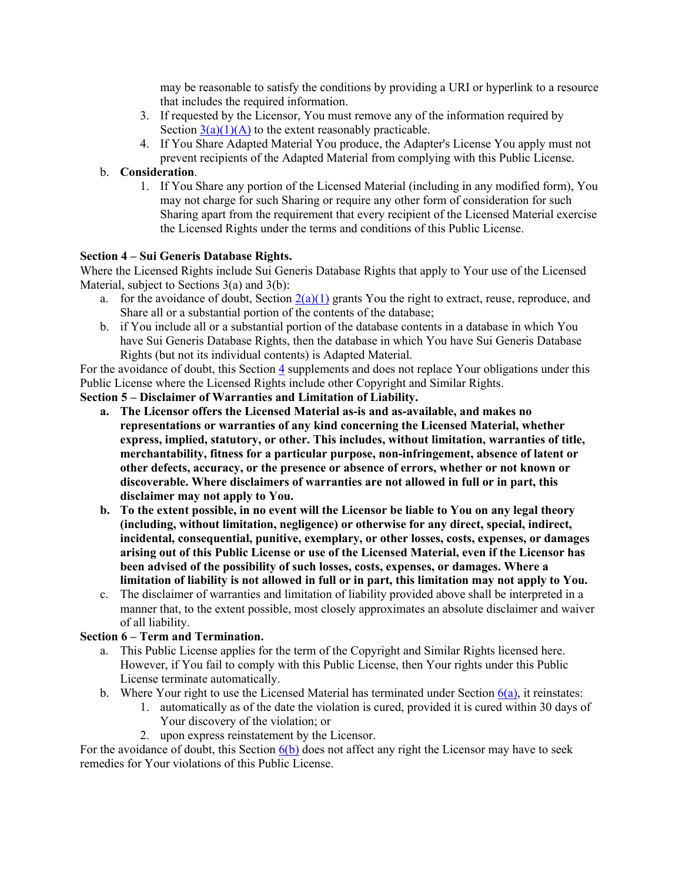may be reasonable to satisfy the conditions by providing a URI or hyperlink to a resource that includes the required information.

3. If requested by the Licensor, You must remove any of the information required by Section 3(a)(1)(A) to the extent reasonably practicable.
4. If You Share Adapted Material You produce, the Adapter's License You apply must not prevent recipients of the Adapted Material from complying with this Public License.

b. **Consideration**.

1. If You Share any portion of the Licensed Material (including in any modified form), You may not charge for such Sharing or require any other form of consideration for such Sharing apart from the requirement that every recipient of the Licensed Material exercise the Licensed Rights under the terms and conditions of this Public License.

**Section 4 – Sui Generis Database Rights.**

Where the Licensed Rights include Sui Generis Database Rights that apply to Your use of the Licensed Material, subject to Sections 3(a) and 3(b):

a. for the avoidance of doubt, Section 2(a)(1) grants You the right to extract, reuse, reproduce, and Share all or a substantial portion of the contents of the database;
b. if You include all or a substantial portion of the database contents in a database in which You have Sui Generis Database Rights, then the database in which You have Sui Generis Database Rights (but not its individual contents) is Adapted Material.

For the avoidance of doubt, this Section 4 supplements and does not replace Your obligations under this Public License where the Licensed Rights include other Copyright and Similar Rights.

**Section 5 – Disclaimer of Warranties and Limitation of Liability.**

a. **The Licensor offers the Licensed Material as-is and as-available, and makes no representations or warranties of any kind concerning the Licensed Material, whether express, implied, statutory, or other. This includes, without limitation, warranties of title, merchantability, fitness for a particular purpose, non-infringement, absence of latent or other defects, accuracy, or the presence or absence of errors, whether or not known or discoverable. Where disclaimers of warranties are not allowed in full or in part, this disclaimer may not apply to You.**
b. **To the extent possible, in no event will the Licensor be liable to You on any legal theory (including, without limitation, negligence) or otherwise for any direct, special, indirect, incidental, consequential, punitive, exemplary, or other losses, costs, expenses, or damages arising out of this Public License or use of the Licensed Material, even if the Licensor has been advised of the possibility of such losses, costs, expenses, or damages. Where a limitation of liability is not allowed in full or in part, this limitation may not apply to You.**
c. The disclaimer of warranties and limitation of liability provided above shall be interpreted in a manner that, to the extent possible, most closely approximates an absolute disclaimer and waiver of all liability.

**Section 6 – Term and Termination.**

a. This Public License applies for the term of the Copyright and Similar Rights licensed here. However, if You fail to comply with this Public License, then Your rights under this Public License terminate automatically.
b. Where Your right to use the Licensed Material has terminated under Section 6(a), it reinstates:
   1. automatically as of the date the violation is cured, provided it is cured within 30 days of Your discovery of the violation; or
   2. upon express reinstatement by the Licensor.

For the avoidance of doubt, this Section 6(b) does not affect any right the Licensor may have to seek remedies for Your violations of this Public License.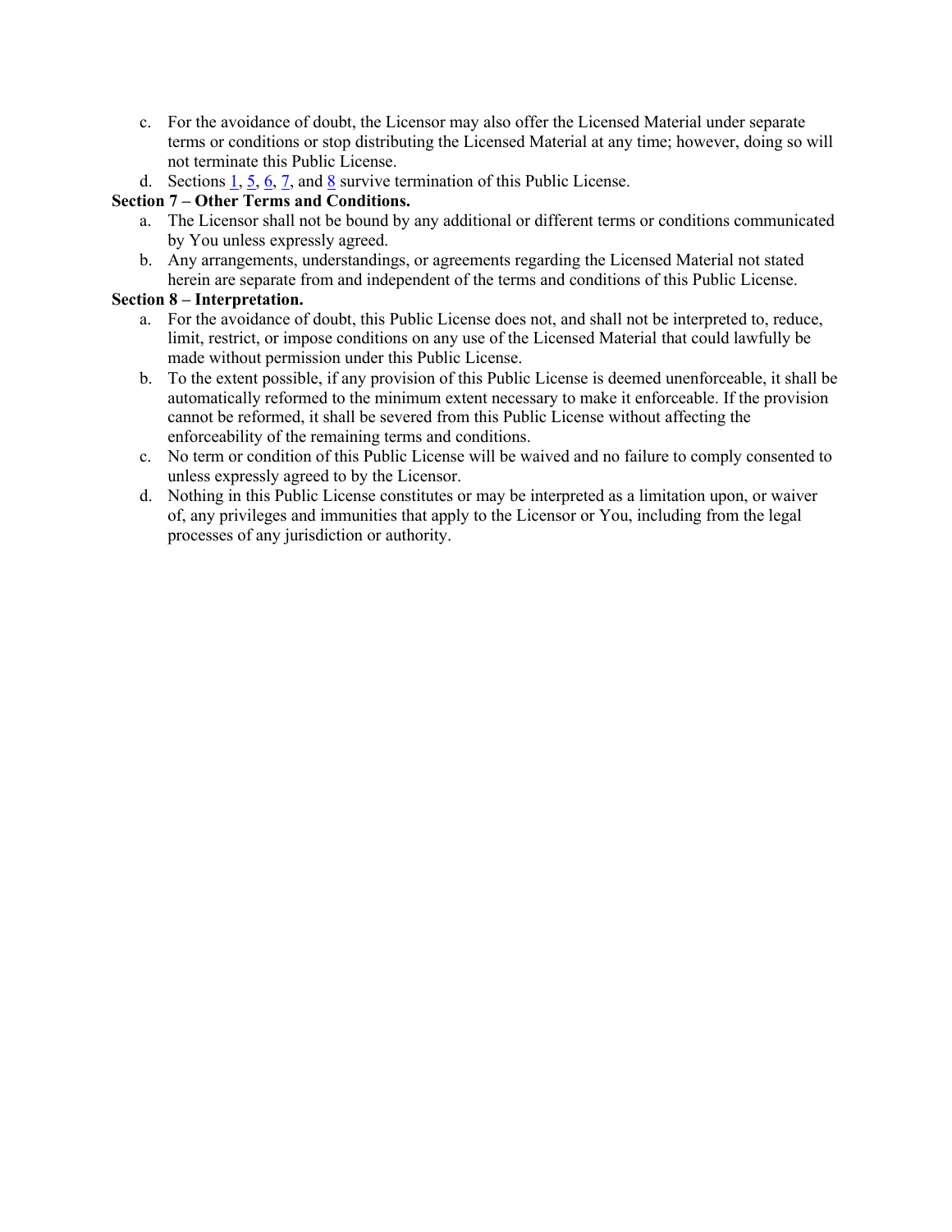c. For the avoidance of doubt, the Licensor may also offer the Licensed Material under separate terms or conditions or stop distributing the Licensed Material at any time; however, doing so will not terminate this Public License.

d. Sections [1](#), [5](#), [6](#), [7](#), and [8](#) survive termination of this Public License.

**Section 7 – Other Terms and Conditions.**

a. The Licensor shall not be bound by any additional or different terms or conditions communicated by You unless expressly agreed.

b. Any arrangements, understandings, or agreements regarding the Licensed Material not stated herein are separate from and independent of the terms and conditions of this Public License.

**Section 8 – Interpretation.**

a. For the avoidance of doubt, this Public License does not, and shall not be interpreted to, reduce, limit, restrict, or impose conditions on any use of the Licensed Material that could lawfully be made without permission under this Public License.

b. To the extent possible, if any provision of this Public License is deemed unenforceable, it shall be automatically reformed to the minimum extent necessary to make it enforceable. If the provision cannot be reformed, it shall be severed from this Public License without affecting the enforceability of the remaining terms and conditions.

c. No term or condition of this Public License will be waived and no failure to comply consented to unless expressly agreed to by the Licensor.

d. Nothing in this Public License constitutes or may be interpreted as a limitation upon, or waiver of, any privileges and immunities that apply to the Licensor or You, including from the legal processes of any jurisdiction or authority.